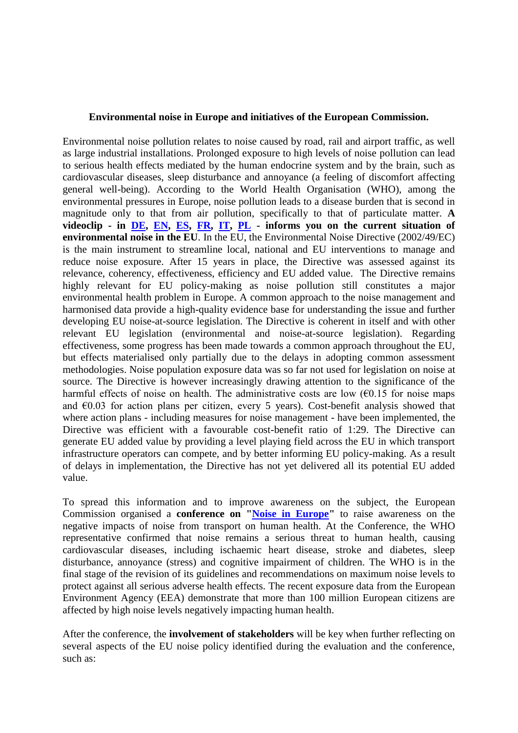**Environmental noise in Europe and initiatives of the European Commission.**

Environmental noise pollution relates to noise caused by road, rail and airport traffic, as well as large industrial installations. Prolonged exposure to high levels of noise pollution can lead to serious health effects mediated by the human endocrine system and by the brain, such as cardiovascular diseases, sleep disturbance and annoyance (a feeling of discomfort affecting general well-being). According to the World Health Organisation (WHO), among the environmental pressures in Europe, noise pollution leads to a disease burden that is second in magnitude only to that from air pollution, specifically to that of particulate matter. **A videoclip - in DE, EN, ES, FR, IT, PL - informs you on the current situation of environmental noise in the EU**. In the EU, the Environmental Noise Directive (2002/49/EC) is the main instrument to streamline local, national and EU interventions to manage and reduce noise exposure. After 15 years in place, the Directive was assessed against its relevance, coherency, effectiveness, efficiency and EU added value. The Directive remains highly relevant for EU policy-making as noise pollution still constitutes a major environmental health problem in Europe. A common approach to the noise management and harmonised data provide a high-quality evidence base for understanding the issue and further developing EU noise-at-source legislation. The Directive is coherent in itself and with other relevant EU legislation (environmental and noise-at-source legislation). Regarding effectiveness, some progress has been made towards a common approach throughout the EU, but effects materialised only partially due to the delays in adopting common assessment methodologies. Noise population exposure data was so far not used for legislation on noise at source. The Directive is however increasingly drawing attention to the significance of the harmful effects of noise on health. The administrative costs are low (€0.15 for noise maps and €0.03 for action plans per citizen, every 5 years). Cost-benefit analysis showed that where action plans - including measures for noise management - have been implemented, the Directive was efficient with a favourable cost-benefit ratio of 1:29. The Directive can generate EU added value by providing a level playing field across the EU in which transport infrastructure operators can compete, and by better informing EU policy-making. As a result of delays in implementation, the Directive has not yet delivered all its potential EU added value.

To spread this information and to improve awareness on the subject, the European Commission organised a **conference on "Noise in Europe"** to raise awareness on the negative impacts of noise from transport on human health. At the Conference, the WHO representative confirmed that noise remains a serious threat to human health, causing cardiovascular diseases, including ischaemic heart disease, stroke and diabetes, sleep disturbance, annoyance (stress) and cognitive impairment of children. The WHO is in the final stage of the revision of its guidelines and recommendations on maximum noise levels to protect against all serious adverse health effects. The recent exposure data from the European Environment Agency (EEA) demonstrate that more than 100 million European citizens are affected by high noise levels negatively impacting human health.

After the conference, the **involvement of stakeholders** will be key when further reflecting on several aspects of the EU noise policy identified during the evaluation and the conference, such as: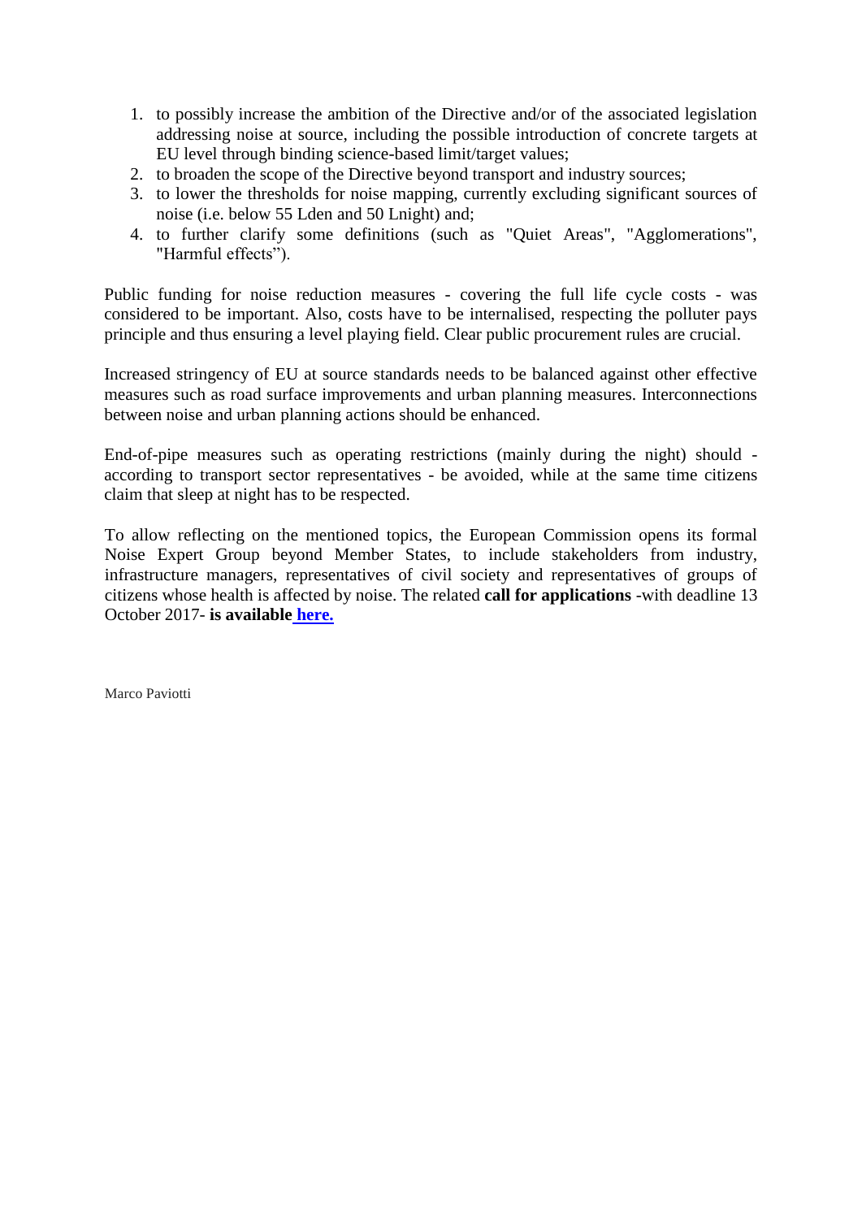1. to possibly increase the ambition of the Directive and/or of the associated legislation addressing noise at source, including the possible introduction of concrete targets at EU level through binding science-based limit/target values;
2. to broaden the scope of the Directive beyond transport and industry sources;
3. to lower the thresholds for noise mapping, currently excluding significant sources of noise (i.e. below 55 Lden and 50 Lnight) and;
4. to further clarify some definitions (such as "Quiet Areas", "Agglomerations", "Harmful effects").

Public funding for noise reduction measures - covering the full life cycle costs - was considered to be important. Also, costs have to be internalised, respecting the polluter pays principle and thus ensuring a level playing field. Clear public procurement rules are crucial.

Increased stringency of EU at source standards needs to be balanced against other effective measures such as road surface improvements and urban planning measures. Interconnections between noise and urban planning actions should be enhanced.

End-of-pipe measures such as operating restrictions (mainly during the night) should - according to transport sector representatives - be avoided, while at the same time citizens claim that sleep at night has to be respected.

To allow reflecting on the mentioned topics, the European Commission opens its formal Noise Expert Group beyond Member States, to include stakeholders from industry, infrastructure managers, representatives of civil society and representatives of groups of citizens whose health is affected by noise. The related **call for applications** -with deadline 13 October 2017- **is available here.**

Marco Paviotti